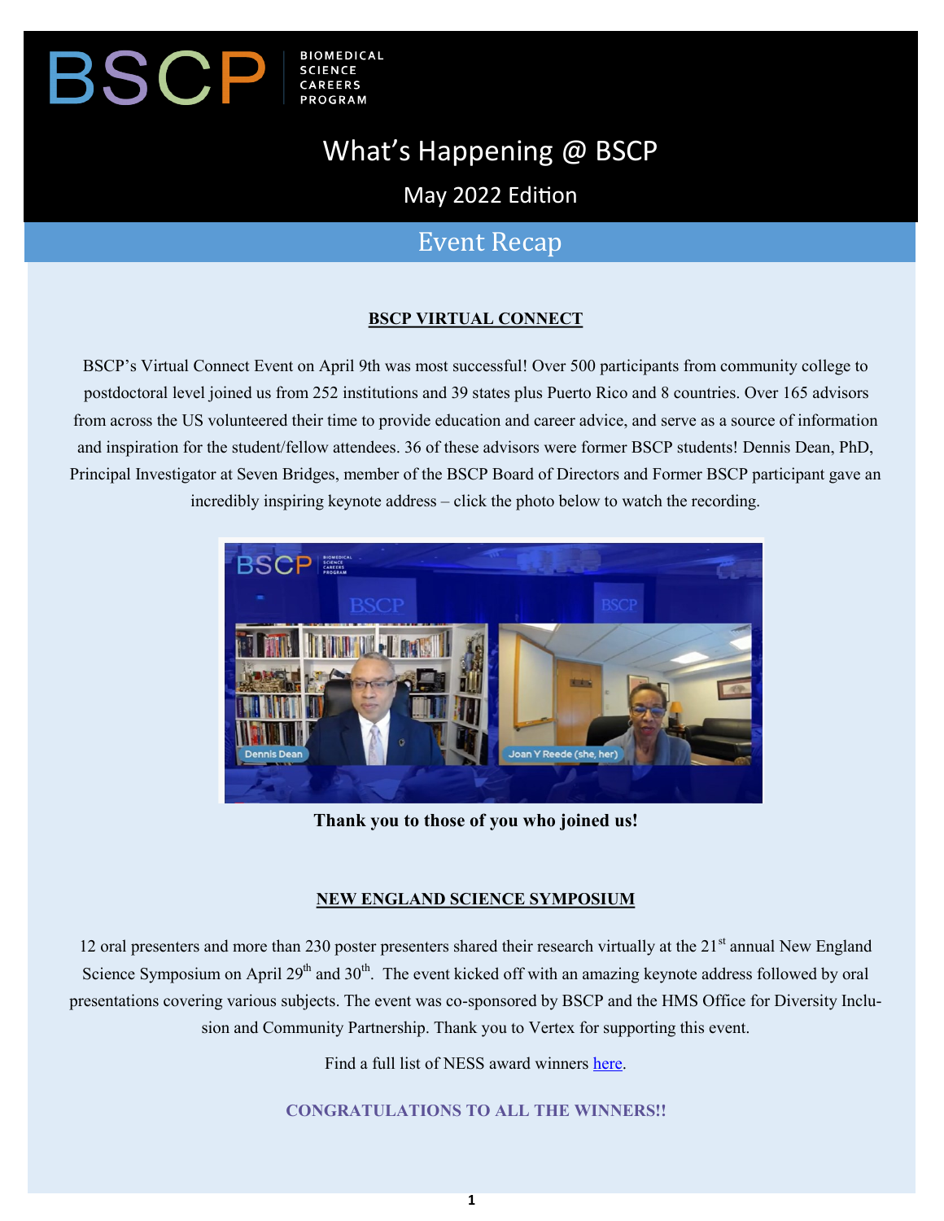BSCP | BIOMEDICAL SCIENCE CAREERS PROGRAM

# What's Happening @ BSCP

May 2022 Edition

## Event Recap

### BSCP VIRTUAL CONNECT

BSCP's Virtual Connect Event on April 9th was most successful! Over 500 participants from community college to postdoctoral level joined us from 252 institutions and 39 states plus Puerto Rico and 8 countries. Over 165 advisors from across the US volunteered their time to provide education and career advice, and serve as a source of information and inspiration for the student/fellow attendees. 36 of these advisors were former BSCP students! Dennis Dean, PhD, Principal Investigator at Seven Bridges, member of the BSCP Board of Directors and Former BSCP participant gave an incredibly inspiring keynote address – click the photo below to watch the recording.

**Thank you to those of you who joined us!**

### NEW ENGLAND SCIENCE SYMPOSIUM

12 oral presenters and more than 230 poster presenters shared their research virtually at the 21st annual New England Science Symposium on April 29th and 30th. The event kicked off with an amazing keynote address followed by oral presentations covering various subjects. The event was co-sponsored by BSCP and the HMS Office for Diversity Inclusion and Community Partnership. Thank you to Vertex for supporting this event.

Find a full list of NESS award winners [here](#).

**CONGRATULATIONS TO ALL THE WINNERS!!**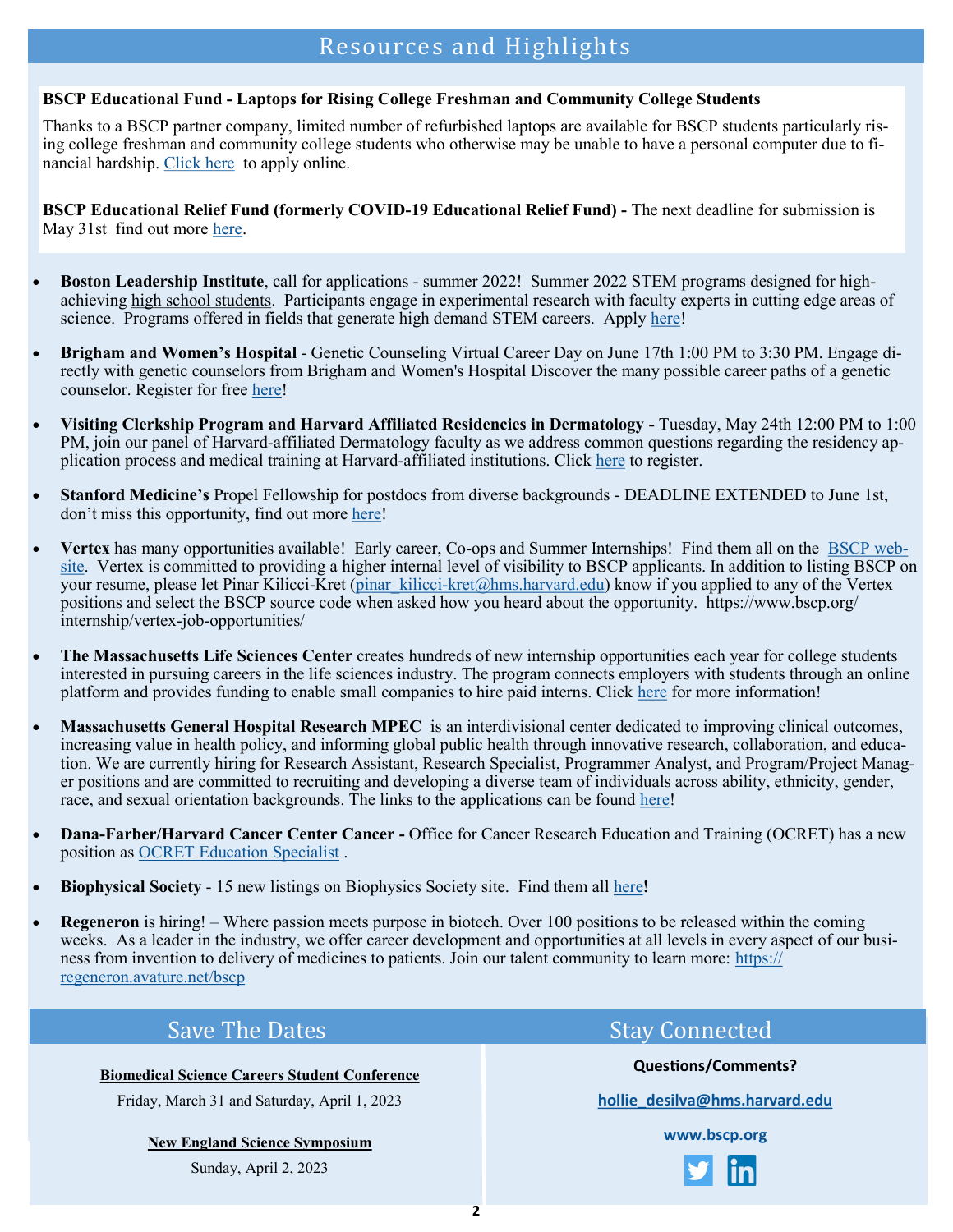## Resources and Highlights

**BSCP Educational Fund - Laptops for Rising College Freshman and Community College Students**

Thanks to a BSCP partner company, limited number of refurbished laptops are available for BSCP students particularly rising college freshman and community college students who otherwise may be unable to have a personal computer due to financial hardship. Click here to apply online.

**BSCP Educational Relief Fund (formerly COVID-19 Educational Relief Fund) -** The next deadline for submission is May 31st find out more here.

- **Boston Leadership Institute**, call for applications - summer 2022! Summer 2022 STEM programs designed for high-achieving high school students. Participants engage in experimental research with faculty experts in cutting edge areas of science. Programs offered in fields that generate high demand STEM careers. Apply here!
- **Brigham and Women's Hospital** - Genetic Counseling Virtual Career Day on June 17th 1:00 PM to 3:30 PM. Engage directly with genetic counselors from Brigham and Women's Hospital Discover the many possible career paths of a genetic counselor. Register for free here!
- **Visiting Clerkship Program and Harvard Affiliated Residencies in Dermatology -** Tuesday, May 24th 12:00 PM to 1:00 PM, join our panel of Harvard-affiliated Dermatology faculty as we address common questions regarding the residency application process and medical training at Harvard-affiliated institutions. Click here to register.
- **Stanford Medicine's** Propel Fellowship for postdocs from diverse backgrounds - DEADLINE EXTENDED to June 1st, don't miss this opportunity, find out more here!
- **Vertex** has many opportunities available! Early career, Co-ops and Summer Internships! Find them all on the BSCP website. Vertex is committed to providing a higher internal level of visibility to BSCP applicants. In addition to listing BSCP on your resume, please let Pinar Kilicci-Kret (pinar_kilicci-kret@hms.harvard.edu) know if you applied to any of the Vertex positions and select the BSCP source code when asked how you heard about the opportunity. https://www.bscp.org/internship/vertex-job-opportunities/
- **The Massachusetts Life Sciences Center** creates hundreds of new internship opportunities each year for college students interested in pursuing careers in the life sciences industry. The program connects employers with students through an online platform and provides funding to enable small companies to hire paid interns. Click here for more information!
- **Massachusetts General Hospital Research MPEC** is an interdivisional center dedicated to improving clinical outcomes, increasing value in health policy, and informing global public health through innovative research, collaboration, and education. We are currently hiring for Research Assistant, Research Specialist, Programmer Analyst, and Program/Project Manager positions and are committed to recruiting and developing a diverse team of individuals across ability, ethnicity, gender, race, and sexual orientation backgrounds. The links to the applications can be found here!
- **Dana-Farber/Harvard Cancer Center Cancer -** Office for Cancer Research Education and Training (OCRET) has a new position as OCRET Education Specialist .
- **Biophysical Society** - 15 new listings on Biophysics Society site. Find them all here**!**
- **Regeneron** is hiring! – Where passion meets purpose in biotech. Over 100 positions to be released within the coming weeks. As a leader in the industry, we offer career development and opportunities at all levels in every aspect of our business from invention to delivery of medicines to patients. Join our talent community to learn more: https://regeneron.avature.net/bscp

## Save The Dates

**Biomedical Science Careers Student Conference**

Friday, March 31 and Saturday, April 1, 2023

**New England Science Symposium**

Sunday, April 2, 2023

## Stay Connected

**Questions/Comments?**

**hollie_desilva@hms.harvard.edu**

**www.bscp.org**